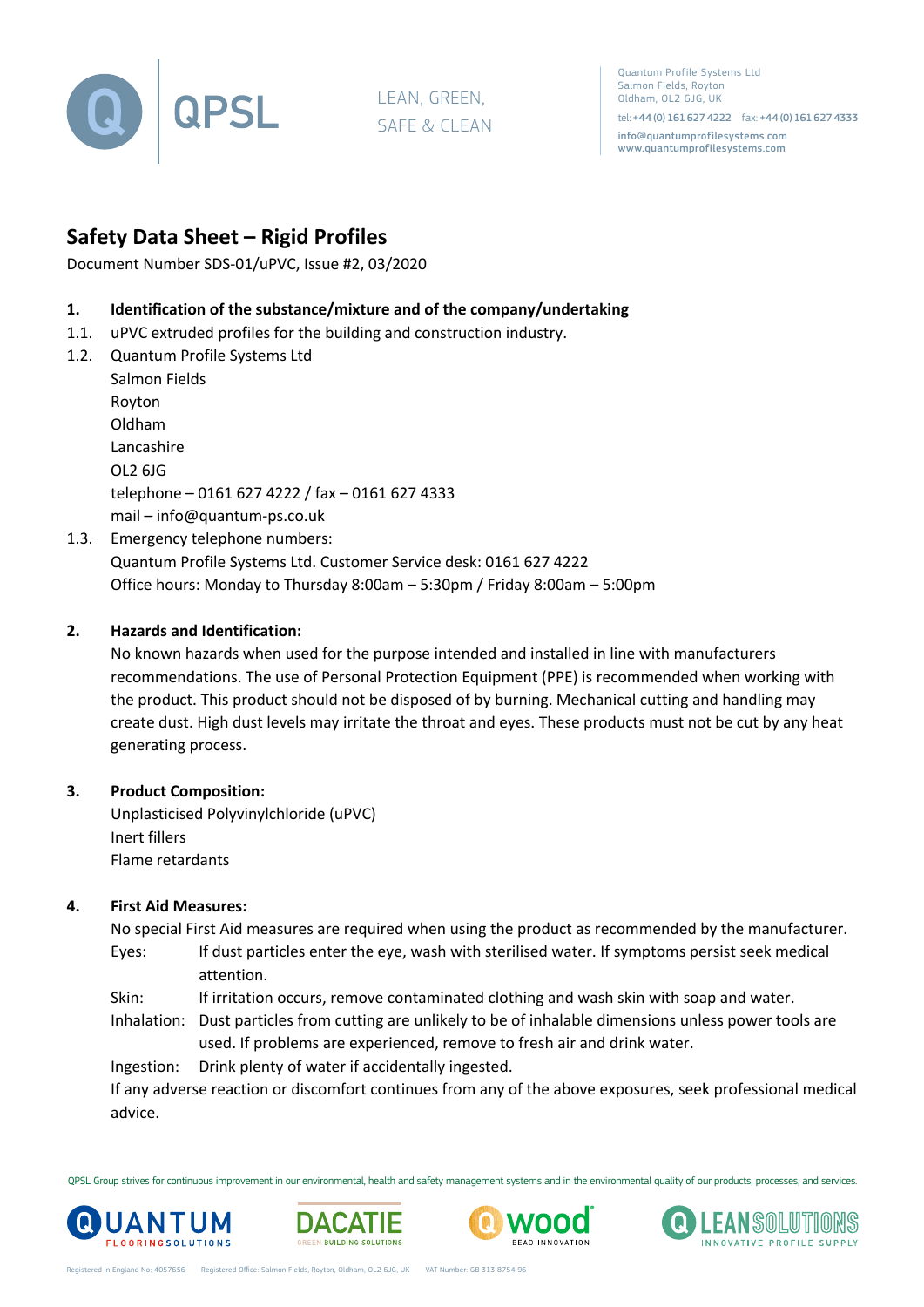# Safety Data Sheet – Rigid Profiles

Document Number SDS-01/uPVC, Issue #2, 03/2020

## 1. Identification of the substance/mixture and of the company/undertaking

1.1. uPVC extruded profiles for the building and construction industry.

1.2. Quantum Profile Systems Ltd
Salmon Fields
Royton
Oldham
Lancashire
OL2 6JG
telephone – 0161 627 4222 / fax – 0161 627 4333
mail – info@quantum-ps.co.uk

1.3. Emergency telephone numbers:
Quantum Profile Systems Ltd. Customer Service desk: 0161 627 4222
Office hours: Monday to Thursday 8:00am – 5:30pm / Friday 8:00am – 5:00pm

## 2. Hazards and Identification:

No known hazards when used for the purpose intended and installed in line with manufacturers recommendations. The use of Personal Protection Equipment (PPE) is recommended when working with the product. This product should not be disposed of by burning. Mechanical cutting and handling may create dust. High dust levels may irritate the throat and eyes. These products must not be cut by any heat generating process.

## 3. Product Composition:

Unplasticised Polyvinylchloride (uPVC)
Inert fillers
Flame retardants

## 4. First Aid Measures:

No special First Aid measures are required when using the product as recommended by the manufacturer.

Eyes: If dust particles enter the eye, wash with sterilised water. If symptoms persist seek medical attention.

Skin: If irritation occurs, remove contaminated clothing and wash skin with soap and water.

Inhalation: Dust particles from cutting are unlikely to be of inhalable dimensions unless power tools are used. If problems are experienced, remove to fresh air and drink water.

Ingestion: Drink plenty of water if accidentally ingested.

If any adverse reaction or discomfort continues from any of the above exposures, seek professional medical advice.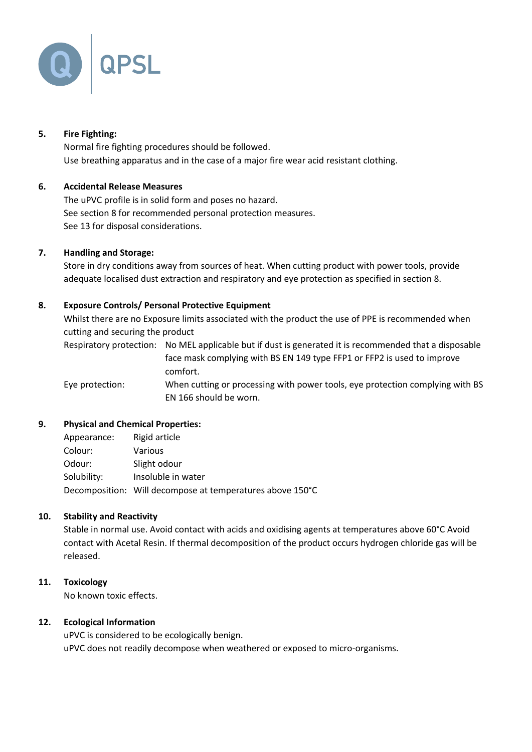## 5. Fire Fighting:

Normal fire fighting procedures should be followed.
Use breathing apparatus and in the case of a major fire wear acid resistant clothing.

## 6. Accidental Release Measures

The uPVC profile is in solid form and poses no hazard.
See section 8 for recommended personal protection measures.
See 13 for disposal considerations.

## 7. Handling and Storage:

Store in dry conditions away from sources of heat. When cutting product with power tools, provide adequate localised dust extraction and respiratory and eye protection as specified in section 8.

## 8. Exposure Controls/ Personal Protective Equipment

Whilst there are no Exposure limits associated with the product the use of PPE is recommended when cutting and securing the product

| | |
|---|---|
| Respiratory protection: | No MEL applicable but if dust is generated it is recommended that a disposable face mask complying with BS EN 149 type FFP1 or FFP2 is used to improve comfort. |
| Eye protection: | When cutting or processing with power tools, eye protection complying with BS EN 166 should be worn. |

## 9. Physical and Chemical Properties:

| | |
|---|---|
| Appearance: | Rigid article |
| Colour: | Various |
| Odour: | Slight odour |
| Solubility: | Insoluble in water |
| Decomposition: | Will decompose at temperatures above 150°C |

## 10. Stability and Reactivity

Stable in normal use. Avoid contact with acids and oxidising agents at temperatures above 60°C Avoid contact with Acetal Resin. If thermal decomposition of the product occurs hydrogen chloride gas will be released.

## 11. Toxicology

No known toxic effects.

## 12. Ecological Information

uPVC is considered to be ecologically benign.
uPVC does not readily decompose when weathered or exposed to micro-organisms.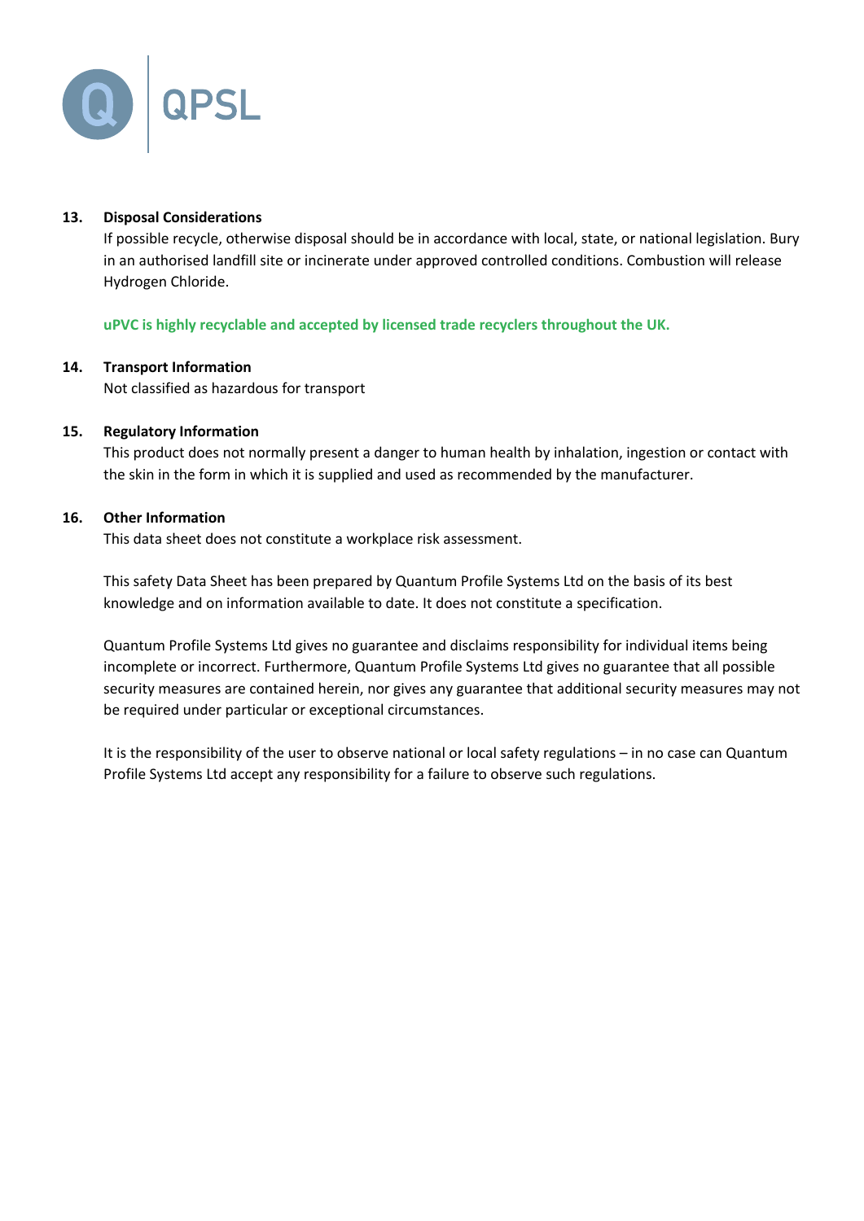## 13. Disposal Considerations

If possible recycle, otherwise disposal should be in accordance with local, state, or national legislation. Bury in an authorised landfill site or incinerate under approved controlled conditions. Combustion will release Hydrogen Chloride.

**uPVC is highly recyclable and accepted by licensed trade recyclers throughout the UK.**

## 14. Transport Information

Not classified as hazardous for transport

## 15. Regulatory Information

This product does not normally present a danger to human health by inhalation, ingestion or contact with the skin in the form in which it is supplied and used as recommended by the manufacturer.

## 16. Other Information

This data sheet does not constitute a workplace risk assessment.

This safety Data Sheet has been prepared by Quantum Profile Systems Ltd on the basis of its best knowledge and on information available to date. It does not constitute a specification.

Quantum Profile Systems Ltd gives no guarantee and disclaims responsibility for individual items being incomplete or incorrect. Furthermore, Quantum Profile Systems Ltd gives no guarantee that all possible security measures are contained herein, nor gives any guarantee that additional security measures may not be required under particular or exceptional circumstances.

It is the responsibility of the user to observe national or local safety regulations – in no case can Quantum Profile Systems Ltd accept any responsibility for a failure to observe such regulations.